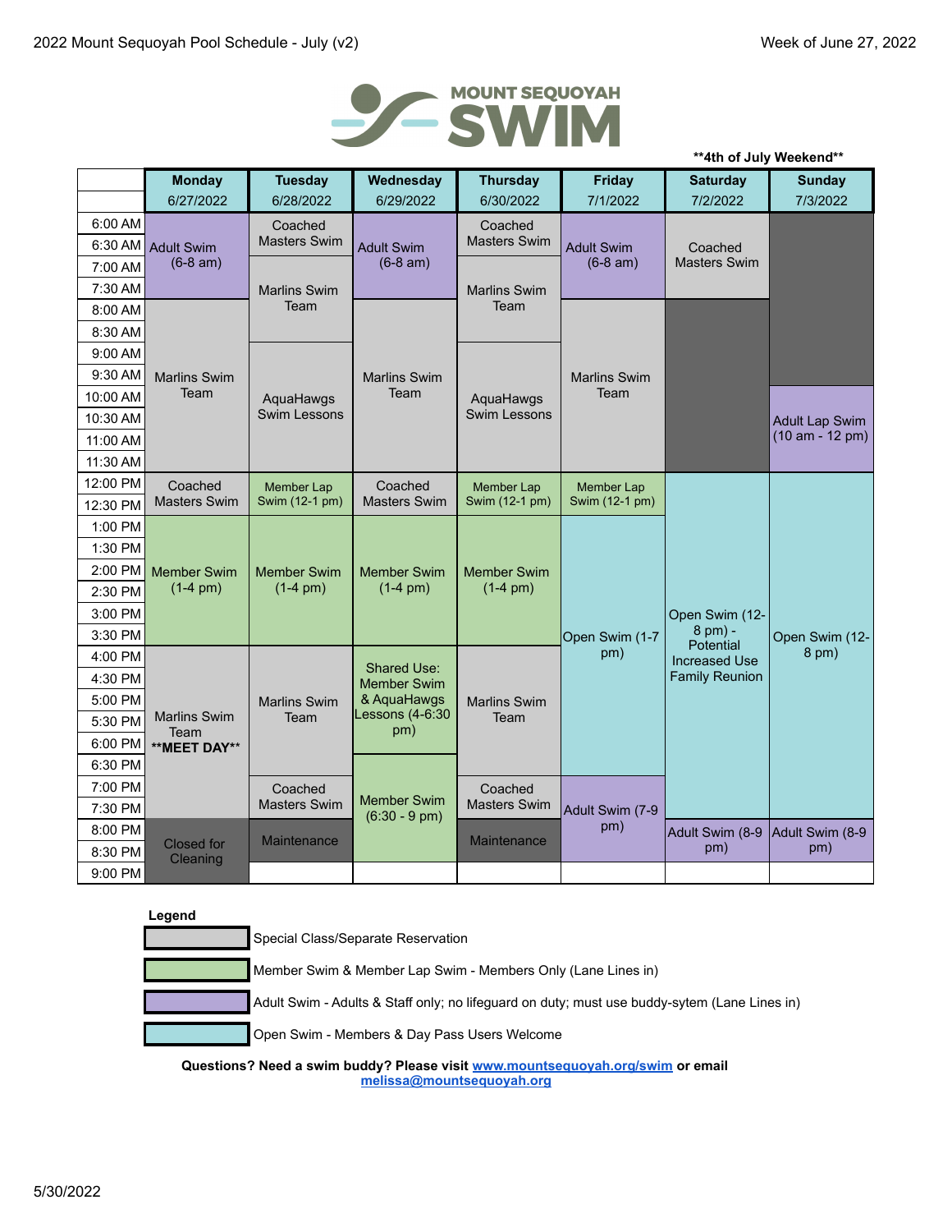2022 Mount Sequoyah Pool Schedule - July (v2)

Week of June 27, 2022

MOUNT SEQUOYAH SWIM

**4th of July Weekend**

| | Monday 6/27/2022 | Tuesday 6/28/2022 | Wednesday 6/29/2022 | Thursday 6/30/2022 | Friday 7/1/2022 | Saturday 7/2/2022 | Sunday 7/3/2022 |
|---|---|---|---|---|---|---|---|
| 6:00 AM | Adult Swim (6-8 am) | Coached Masters Swim | Adult Swim (6-8 am) | Coached Masters Swim | Adult Swim (6-8 am) | Coached Masters Swim | |
| 6:30 AM | | | | | | | |
| 7:00 AM | | Marlins Swim Team | | Marlins Swim Team | | | |
| 7:30 AM | | | | | | | |
| 8:00 AM | Marlins Swim Team | | Marlins Swim Team | | Marlins Swim Team | | |
| 8:30 AM | | | | | | | |
| 9:00 AM | | AquaHawgs Swim Lessons | | AquaHawgs Swim Lessons | | | |
| 9:30 AM | | | | | | | |
| 10:00 AM | | | | | | | Adult Lap Swim (10 am - 12 pm) |
| 10:30 AM | | | | | | | |
| 11:00 AM | | | | | | | |
| 11:30 AM | | | | | | | |
| 12:00 PM | Coached Masters Swim | Member Lap Swim (12-1 pm) | Coached Masters Swim | Member Lap Swim (12-1 pm) | Member Lap Swim (12-1 pm) | Open Swim (12-8 pm) - Potential Increased Use Family Reunion | Open Swim (12-8 pm) |
| 12:30 PM | | | | | | | |
| 1:00 PM | Member Swim (1-4 pm) | Member Swim (1-4 pm) | Member Swim (1-4 pm) | Member Swim (1-4 pm) | Open Swim (1-7 pm) | | |
| 1:30 PM | | | | | | | |
| 2:00 PM | | | | | | | |
| 2:30 PM | | | | | | | |
| 3:00 PM | | | | | | | |
| 3:30 PM | | | | | | | |
| 4:00 PM | Marlins Swim Team **MEET DAY** | Marlins Swim Team | Shared Use: Member Swim & AquaHawgs Lessons (4-6:30 pm) | Marlins Swim Team | | | |
| 4:30 PM | | | | | | | |
| 5:00 PM | | | | | | | |
| 5:30 PM | | | | | | | |
| 6:00 PM | | | | | | | |
| 6:30 PM | | | Member Swim (6:30 - 9 pm) | | | | |
| 7:00 PM | | Coached Masters Swim | | Coached Masters Swim | Adult Swim (7-9 pm) | | |
| 7:30 PM | | | | | | | |
| 8:00 PM | Closed for Cleaning | Maintenance | | Maintenance | | Adult Swim (8-9 pm) | Adult Swim (8-9 pm) |
| 8:30 PM | | | | | | | |
| 9:00 PM | | | | | | | |

**Legend**

- Special Class/Separate Reservation
- Member Swim & Member Lap Swim - Members Only (Lane Lines in)
- Adult Swim - Adults & Staff only; no lifeguard on duty; must use buddy-sytem (Lane Lines in)
- Open Swim - Members & Day Pass Users Welcome

**Questions? Need a swim buddy? Please visit [www.mountsequoyah.org/swim](www.mountsequoyah.org/swim) or email [melissa@mountsequoyah.org](mailto:melissa@mountsequoyah.org)**

5/30/2022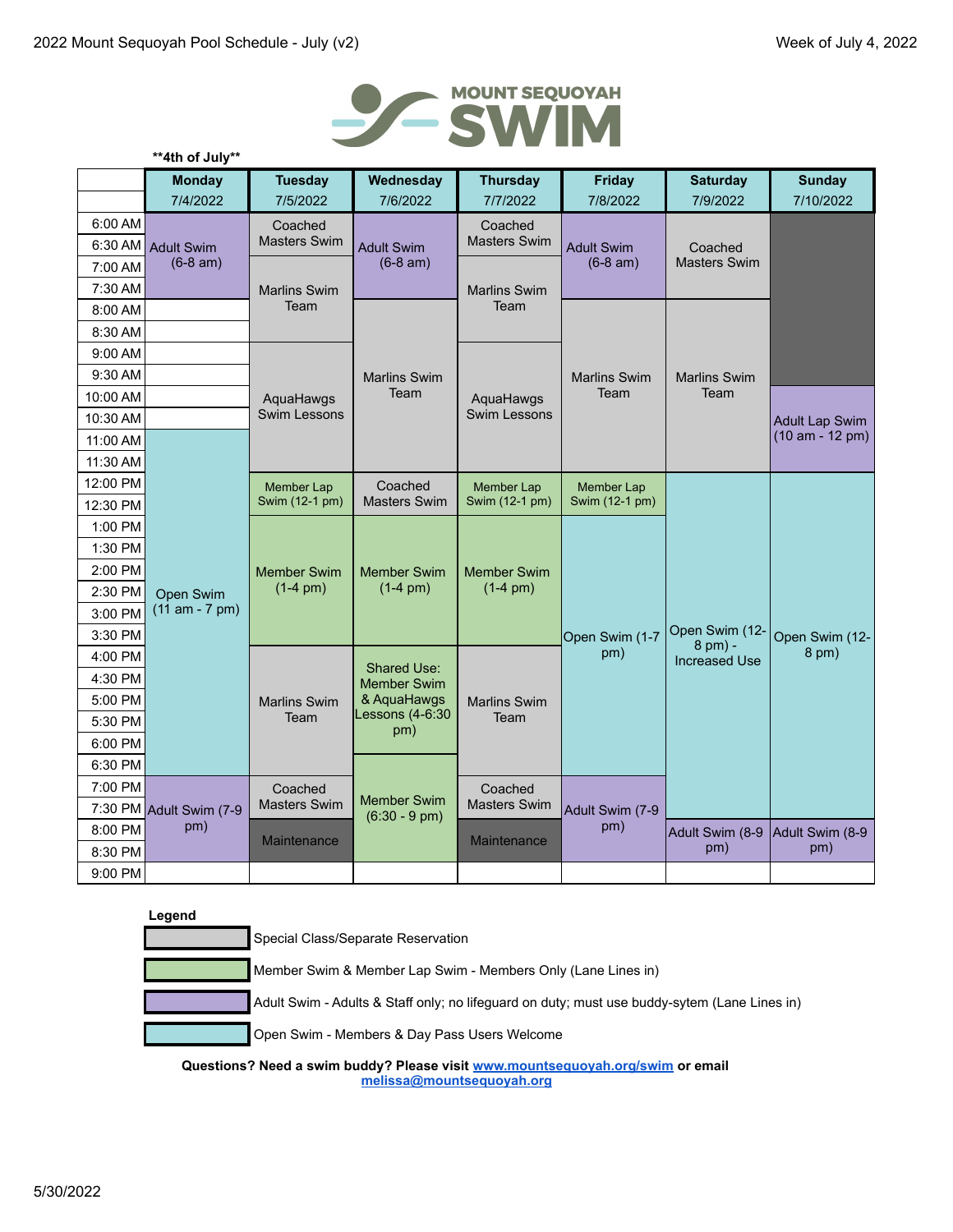# 2022 Mount Sequoyah Pool Schedule - July (v2)

Week of July 4, 2022

MOUNT SEQUOYAH SWIM

**4th of July**

| | Monday 7/4/2022 | Tuesday 7/5/2022 | Wednesday 7/6/2022 | Thursday 7/7/2022 | Friday 7/8/2022 | Saturday 7/9/2022 | Sunday 7/10/2022 |
|---|---|---|---|---|---|---|---|
| 6:00 AM | Adult Swim (6-8 am) | Coached Masters Swim | Adult Swim (6-8 am) | Coached Masters Swim | Adult Swim (6-8 am) | Coached Masters Swim | |
| 6:30 AM | | | | | | | |
| 7:00 AM | | Marlins Swim Team | | Marlins Swim Team | | | |
| 7:30 AM | | | | | | | |
| 8:00 AM | | | Marlins Swim Team | | Marlins Swim Team | Marlins Swim Team | |
| 8:30 AM | | | | | | | |
| 9:00 AM | | AquaHawgs Swim Lessons | | AquaHawgs Swim Lessons | | | |
| 9:30 AM | | | | | | | |
| 10:00 AM | | | | | | | Adult Lap Swim (10 am - 12 pm) |
| 10:30 AM | | | | | | | |
| 11:00 AM | Open Swim (11 am - 7 pm) | | | | | | |
| 11:30 AM | | | | | | | |
| 12:00 PM | | Member Lap Swim (12-1 pm) | Coached Masters Swim | Member Lap Swim (12-1 pm) | Member Lap Swim (12-1 pm) | Open Swim (12-8 pm) - Increased Use | Open Swim (12-8 pm) |
| 12:30 PM | | | | | | | |
| 1:00 PM | | Member Swim (1-4 pm) | Member Swim (1-4 pm) | Member Swim (1-4 pm) | Open Swim (1-7 pm) | | |
| 1:30 PM | | | | | | | |
| 2:00 PM | | | | | | | |
| 2:30 PM | | | | | | | |
| 3:00 PM | | | | | | | |
| 3:30 PM | | | | | | | |
| 4:00 PM | | Marlins Swim Team | Shared Use: Member Swim & AquaHawgs Lessons (4-6:30 pm) | Marlins Swim Team | | | |
| 4:30 PM | | | | | | | |
| 5:00 PM | | | | | | | |
| 5:30 PM | | | | | | | |
| 6:00 PM | | | | | | | |
| 6:30 PM | | | Member Swim (6:30 - 9 pm) | | | | |
| 7:00 PM | Adult Swim (7-9 pm) | Coached Masters Swim | | Coached Masters Swim | Adult Swim (7-9 pm) | | |
| 7:30 PM | | | | | | | |
| 8:00 PM | | Maintenance | | Maintenance | | Adult Swim (8-9 pm) | Adult Swim (8-9 pm) |
| 8:30 PM | | | | | | | |
| 9:00 PM | | | | | | | |

**Legend**

- Special Class/Separate Reservation
- Member Swim & Member Lap Swim - Members Only (Lane Lines in)
- Adult Swim - Adults & Staff only; no lifeguard on duty; must use buddy-sytem (Lane Lines in)
- Open Swim - Members & Day Pass Users Welcome

**Questions? Need a swim buddy? Please visit [www.mountsequoyah.org/swim](http://www.mountsequoyah.org/swim) or email [melissa@mountsequoyah.org](mailto:melissa@mountsequoyah.org)**

5/30/2022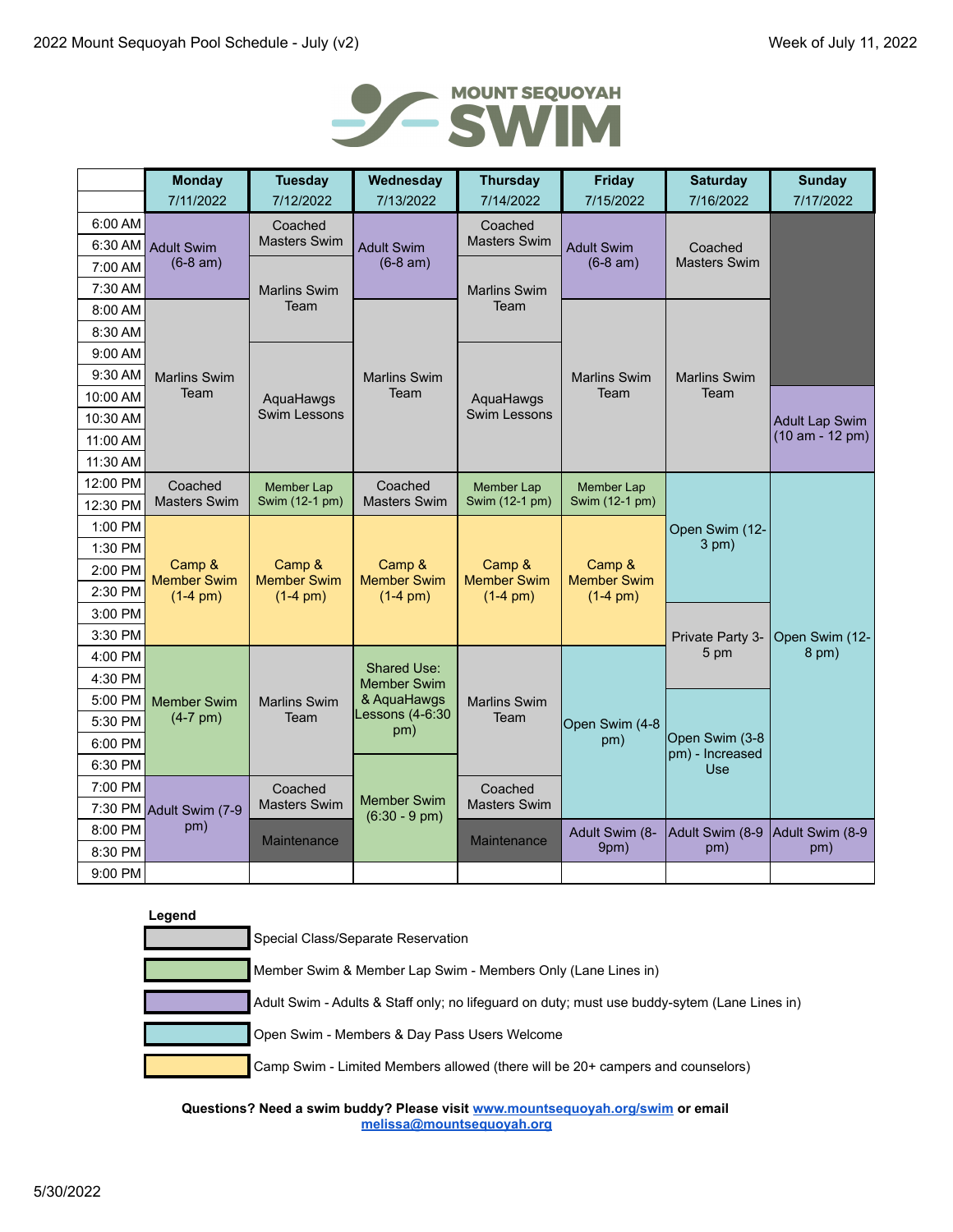2022 Mount Sequoyah Pool Schedule - July (v2)

Week of July 11, 2022

MOUNT SEQUOYAH SWIM

| | Monday 7/11/2022 | Tuesday 7/12/2022 | Wednesday 7/13/2022 | Thursday 7/14/2022 | Friday 7/15/2022 | Saturday 7/16/2022 | Sunday 7/17/2022 |
|---|---|---|---|---|---|---|---|
| 6:00 AM | Adult Swim (6-8 am) | Coached Masters Swim | Adult Swim (6-8 am) | Coached Masters Swim | Adult Swim (6-8 am) | Coached Masters Swim | |
| 6:30 AM | Adult Swim (6-8 am) | Coached Masters Swim | Adult Swim (6-8 am) | Coached Masters Swim | Adult Swim (6-8 am) | Coached Masters Swim | |
| 7:00 AM | Adult Swim (6-8 am) | Marlins Swim Team | Adult Swim (6-8 am) | Marlins Swim Team | Adult Swim (6-8 am) | Coached Masters Swim | |
| 7:30 AM | Adult Swim (6-8 am) | Marlins Swim Team | Adult Swim (6-8 am) | Marlins Swim Team | Adult Swim (6-8 am) | Coached Masters Swim | |
| 8:00 AM | Marlins Swim Team | Marlins Swim Team | Marlins Swim Team | Marlins Swim Team | Marlins Swim Team | Marlins Swim Team | |
| 8:30 AM | Marlins Swim Team | Marlins Swim Team | Marlins Swim Team | Marlins Swim Team | Marlins Swim Team | Marlins Swim Team | |
| 9:00 AM | Marlins Swim Team | AquaHawgs Swim Lessons | Marlins Swim Team | AquaHawgs Swim Lessons | Marlins Swim Team | Marlins Swim Team | |
| 9:30 AM | Marlins Swim Team | AquaHawgs Swim Lessons | Marlins Swim Team | AquaHawgs Swim Lessons | Marlins Swim Team | Marlins Swim Team | |
| 10:00 AM | Marlins Swim Team | AquaHawgs Swim Lessons | Marlins Swim Team | AquaHawgs Swim Lessons | Marlins Swim Team | Marlins Swim Team | Adult Lap Swim (10 am - 12 pm) |
| 10:30 AM | Marlins Swim Team | AquaHawgs Swim Lessons | Marlins Swim Team | AquaHawgs Swim Lessons | Marlins Swim Team | Marlins Swim Team | Adult Lap Swim (10 am - 12 pm) |
| 11:00 AM | Marlins Swim Team | AquaHawgs Swim Lessons | Marlins Swim Team | AquaHawgs Swim Lessons | Marlins Swim Team | Marlins Swim Team | Adult Lap Swim (10 am - 12 pm) |
| 11:30 AM | Marlins Swim Team | AquaHawgs Swim Lessons | Marlins Swim Team | AquaHawgs Swim Lessons | Marlins Swim Team | Marlins Swim Team | Adult Lap Swim (10 am - 12 pm) |
| 12:00 PM | Coached Masters Swim | Member Lap Swim (12-1 pm) | Coached Masters Swim | Member Lap Swim (12-1 pm) | Member Lap Swim (12-1 pm) | Open Swim (12-3 pm) | Open Swim (12-8 pm) |
| 12:30 PM | Coached Masters Swim | Member Lap Swim (12-1 pm) | Coached Masters Swim | Member Lap Swim (12-1 pm) | Member Lap Swim (12-1 pm) | Open Swim (12-3 pm) | Open Swim (12-8 pm) |
| 1:00 PM | Camp & Member Swim (1-4 pm) | Camp & Member Swim (1-4 pm) | Camp & Member Swim (1-4 pm) | Camp & Member Swim (1-4 pm) | Camp & Member Swim (1-4 pm) | Open Swim (12-3 pm) | Open Swim (12-8 pm) |
| 1:30 PM | Camp & Member Swim (1-4 pm) | Camp & Member Swim (1-4 pm) | Camp & Member Swim (1-4 pm) | Camp & Member Swim (1-4 pm) | Camp & Member Swim (1-4 pm) | Open Swim (12-3 pm) | Open Swim (12-8 pm) |
| 2:00 PM | Camp & Member Swim (1-4 pm) | Camp & Member Swim (1-4 pm) | Camp & Member Swim (1-4 pm) | Camp & Member Swim (1-4 pm) | Camp & Member Swim (1-4 pm) | Open Swim (12-3 pm) | Open Swim (12-8 pm) |
| 2:30 PM | Camp & Member Swim (1-4 pm) | Camp & Member Swim (1-4 pm) | Camp & Member Swim (1-4 pm) | Camp & Member Swim (1-4 pm) | Camp & Member Swim (1-4 pm) | Open Swim (12-3 pm) | Open Swim (12-8 pm) |
| 3:00 PM | Camp & Member Swim (1-4 pm) | Camp & Member Swim (1-4 pm) | Camp & Member Swim (1-4 pm) | Camp & Member Swim (1-4 pm) | Camp & Member Swim (1-4 pm) | Private Party 3-5 pm | Open Swim (12-8 pm) |
| 3:30 PM | Camp & Member Swim (1-4 pm) | Camp & Member Swim (1-4 pm) | Camp & Member Swim (1-4 pm) | Camp & Member Swim (1-4 pm) | Camp & Member Swim (1-4 pm) | Private Party 3-5 pm | Open Swim (12-8 pm) |
| 4:00 PM | Member Swim (4-7 pm) | Marlins Swim Team | Shared Use: Member Swim & AquaHawgs Lessons (4-6:30 pm) | Marlins Swim Team | Open Swim (4-8 pm) | Private Party 3-5 pm | Open Swim (12-8 pm) |
| 4:30 PM | Member Swim (4-7 pm) | Marlins Swim Team | Shared Use: Member Swim & AquaHawgs Lessons (4-6:30 pm) | Marlins Swim Team | Open Swim (4-8 pm) | Private Party 3-5 pm | Open Swim (12-8 pm) |
| 5:00 PM | Member Swim (4-7 pm) | Marlins Swim Team | Shared Use: Member Swim & AquaHawgs Lessons (4-6:30 pm) | Marlins Swim Team | Open Swim (4-8 pm) | Open Swim (3-8 pm) - Increased Use | Open Swim (12-8 pm) |
| 5:30 PM | Member Swim (4-7 pm) | Marlins Swim Team | Shared Use: Member Swim & AquaHawgs Lessons (4-6:30 pm) | Marlins Swim Team | Open Swim (4-8 pm) | Open Swim (3-8 pm) - Increased Use | Open Swim (12-8 pm) |
| 6:00 PM | Member Swim (4-7 pm) | Marlins Swim Team | Shared Use: Member Swim & AquaHawgs Lessons (4-6:30 pm) | Marlins Swim Team | Open Swim (4-8 pm) | Open Swim (3-8 pm) - Increased Use | Open Swim (12-8 pm) |
| 6:30 PM | Member Swim (4-7 pm) | Marlins Swim Team | Member Swim (6:30 - 9 pm) | Marlins Swim Team | Open Swim (4-8 pm) | Open Swim (3-8 pm) - Increased Use | Open Swim (12-8 pm) |
| 7:00 PM | Adult Swim (7-9 pm) | Coached Masters Swim | Member Swim (6:30 - 9 pm) | Coached Masters Swim | Open Swim (4-8 pm) | Open Swim (3-8 pm) - Increased Use | Open Swim (12-8 pm) |
| 7:30 PM | Adult Swim (7-9 pm) | Coached Masters Swim | Member Swim (6:30 - 9 pm) | Coached Masters Swim | Open Swim (4-8 pm) | Open Swim (3-8 pm) - Increased Use | Open Swim (12-8 pm) |
| 8:00 PM | Adult Swim (7-9 pm) | Maintenance | Member Swim (6:30 - 9 pm) | Maintenance | Adult Swim (8-9pm) | Adult Swim (8-9 pm) | Adult Swim (8-9 pm) |
| 8:30 PM | Adult Swim (7-9 pm) | Maintenance | Member Swim (6:30 - 9 pm) | Maintenance | Adult Swim (8-9pm) | Adult Swim (8-9 pm) | Adult Swim (8-9 pm) |
| 9:00 PM | | | | | | | |

**Legend**

- (Gray) Special Class/Separate Reservation
- (Green) Member Swim & Member Lap Swim - Members Only (Lane Lines in)
- (Purple) Adult Swim - Adults & Staff only; no lifeguard on duty; must use buddy-sytem (Lane Lines in)
- (Blue) Open Swim - Members & Day Pass Users Welcome
- (Yellow) Camp Swim - Limited Members allowed (there will be 20+ campers and counselors)

**Questions? Need a swim buddy? Please visit [www.mountsequoyah.org/swim](www.mountsequoyah.org/swim) or email [melissa@mountsequoyah.org](mailto:melissa@mountsequoyah.org)**

5/30/2022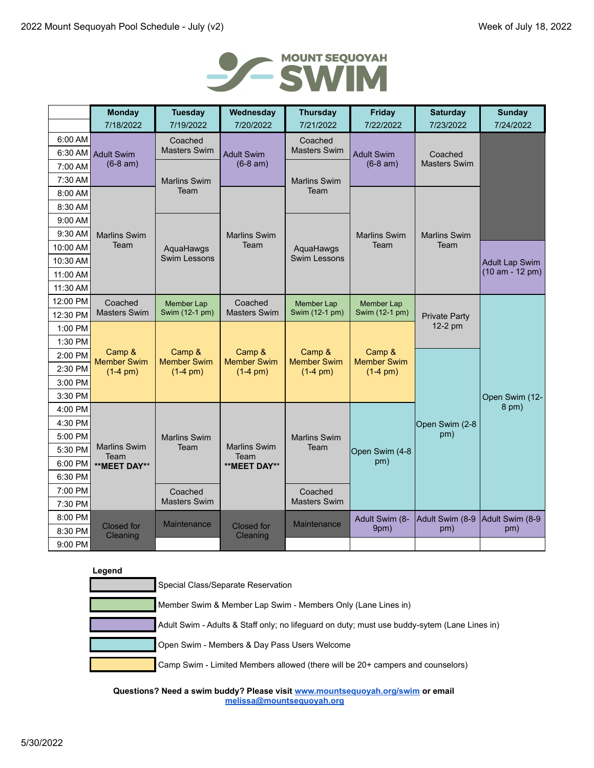2022 Mount Sequoyah Pool Schedule - July (v2)

Week of July 18, 2022

MOUNT SEQUOYAH SWIM

| | Monday 7/18/2022 | Tuesday 7/19/2022 | Wednesday 7/20/2022 | Thursday 7/21/2022 | Friday 7/22/2022 | Saturday 7/23/2022 | Sunday 7/24/2022 |
|---|---|---|---|---|---|---|---|
| 6:00 AM | Adult Swim (6-8 am) | Coached Masters Swim | Adult Swim (6-8 am) | Coached Masters Swim | Adult Swim (6-8 am) | Coached Masters Swim | |
| 6:30 AM | | | | | | | |
| 7:00 AM | | Marlins Swim Team | | Marlins Swim Team | | | |
| 7:30 AM | | | | | | | |
| 8:00 AM | Marlins Swim Team | | Marlins Swim Team | | Marlins Swim Team | Marlins Swim Team | |
| 8:30 AM | | | | | | | |
| 9:00 AM | | AquaHawgs Swim Lessons | | AquaHawgs Swim Lessons | | | |
| 9:30 AM | | | | | | | |
| 10:00 AM | | | | | | | Adult Lap Swim (10 am - 12 pm) |
| 10:30 AM | | | | | | | |
| 11:00 AM | | | | | | | |
| 11:30 AM | | | | | | | |
| 12:00 PM | Coached Masters Swim | Member Lap Swim (12-1 pm) | Coached Masters Swim | Member Lap Swim (12-1 pm) | Member Lap Swim (12-1 pm) | Private Party 12-2 pm | Open Swim (12-8 pm) |
| 12:30 PM | | | | | | | |
| 1:00 PM | Camp & Member Swim (1-4 pm) | Camp & Member Swim (1-4 pm) | Camp & Member Swim (1-4 pm) | Camp & Member Swim (1-4 pm) | Camp & Member Swim (1-4 pm) | | |
| 1:30 PM | | | | | | | |
| 2:00 PM | | | | | | Open Swim (2-8 pm) | |
| 2:30 PM | | | | | | | |
| 3:00 PM | | | | | | | |
| 3:30 PM | | | | | | | |
| 4:00 PM | Marlins Swim Team **MEET DAY** | Marlins Swim Team | Marlins Swim Team **MEET DAY** | Marlins Swim Team | Open Swim (4-8 pm) | | |
| 4:30 PM | | | | | | | |
| 5:00 PM | | | | | | | |
| 5:30 PM | | | | | | | |
| 6:00 PM | | | | | | | |
| 6:30 PM | | | | | | | |
| 7:00 PM | | Coached Masters Swim | | Coached Masters Swim | | | |
| 7:30 PM | | | | | | | |
| 8:00 PM | Closed for Cleaning | Maintenance | Closed for Cleaning | Maintenance | Adult Swim (8-9pm) | Adult Swim (8-9 pm) | Adult Swim (8-9 pm) |
| 8:30 PM | | | | | | | |
| 9:00 PM | | | | | | | |

**Legend**

- (Gray) Special Class/Separate Reservation
- (Green) Member Swim & Member Lap Swim - Members Only (Lane Lines in)
- (Purple) Adult Swim - Adults & Staff only; no lifeguard on duty; must use buddy-sytem (Lane Lines in)
- (Blue) Open Swim - Members & Day Pass Users Welcome
- (Yellow) Camp Swim - Limited Members allowed (there will be 20+ campers and counselors)

**Questions? Need a swim buddy? Please visit [www.mountsequoyah.org/swim](http://www.mountsequoyah.org/swim) or email [melissa@mountsequoyah.org](mailto:melissa@mountsequoyah.org)**

5/30/2022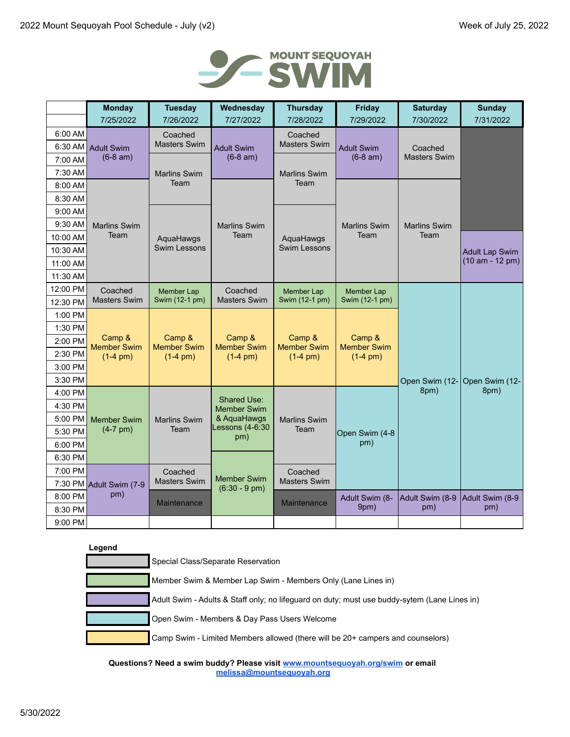2022 Mount Sequoyah Pool Schedule - July (v2)

Week of July 25, 2022

MOUNT SEQUOYAH SWIM

| | Monday 7/25/2022 | Tuesday 7/26/2022 | Wednesday 7/27/2022 | Thursday 7/28/2022 | Friday 7/29/2022 | Saturday 7/30/2022 | Sunday 7/31/2022 |
|---|---|---|---|---|---|---|---|
| 6:00 AM | Adult Swim (6-8 am) | Coached Masters Swim | Adult Swim (6-8 am) | Coached Masters Swim | Adult Swim (6-8 am) | Coached Masters Swim | |
| 6:30 AM | | | | | | | |
| 7:00 AM | | Marlins Swim Team | | Marlins Swim Team | | | |
| 7:30 AM | | | | | | | |
| 8:00 AM | Marlins Swim Team | | Marlins Swim Team | | Marlins Swim Team | Marlins Swim Team | |
| 8:30 AM | | | | | | | |
| 9:00 AM | | AquaHawgs Swim Lessons | | AquaHawgs Swim Lessons | | | |
| 9:30 AM | | | | | | | |
| 10:00 AM | | | | | | | Adult Lap Swim (10 am - 12 pm) |
| 10:30 AM | | | | | | | |
| 11:00 AM | | | | | | | |
| 11:30 AM | | | | | | | |
| 12:00 PM | Coached Masters Swim | Member Lap Swim (12-1 pm) | Coached Masters Swim | Member Lap Swim (12-1 pm) | Member Lap Swim (12-1 pm) | Open Swim (12-8pm) | Open Swim (12-8pm) |
| 12:30 PM | | | | | | | |
| 1:00 PM | Camp & Member Swim (1-4 pm) | Camp & Member Swim (1-4 pm) | Camp & Member Swim (1-4 pm) | Camp & Member Swim (1-4 pm) | Camp & Member Swim (1-4 pm) | | |
| 1:30 PM | | | | | | | |
| 2:00 PM | | | | | | | |
| 2:30 PM | | | | | | | |
| 3:00 PM | | | | | | | |
| 3:30 PM | | | | | | | |
| 4:00 PM | Member Swim (4-7 pm) | Marlins Swim Team | Shared Use: Member Swim & AquaHawgs Lessons (4-6:30 pm) | Marlins Swim Team | Open Swim (4-8 pm) | | |
| 4:30 PM | | | | | | | |
| 5:00 PM | | | | | | | |
| 5:30 PM | | | | | | | |
| 6:00 PM | | | | | | | |
| 6:30 PM | | | Member Swim (6:30 - 9 pm) | | | | |
| 7:00 PM | Adult Swim (7-9 pm) | Coached Masters Swim | | Coached Masters Swim | | | |
| 7:30 PM | | | | | | | |
| 8:00 PM | | Maintenance | | Maintenance | Adult Swim (8-9pm) | Adult Swim (8-9 pm) | Adult Swim (8-9 pm) |
| 8:30 PM | | | | | | | |
| 9:00 PM | | | | | | | |

**Legend**

- Special Class/Separate Reservation
- Member Swim & Member Lap Swim - Members Only (Lane Lines in)
- Adult Swim - Adults & Staff only; no lifeguard on duty; must use buddy-sytem (Lane Lines in)
- Open Swim - Members & Day Pass Users Welcome
- Camp Swim - Limited Members allowed (there will be 20+ campers and counselors)

**Questions? Need a swim buddy? Please visit www.mountsequoyah.org/swim or email melissa@mountsequoyah.org**

5/30/2022